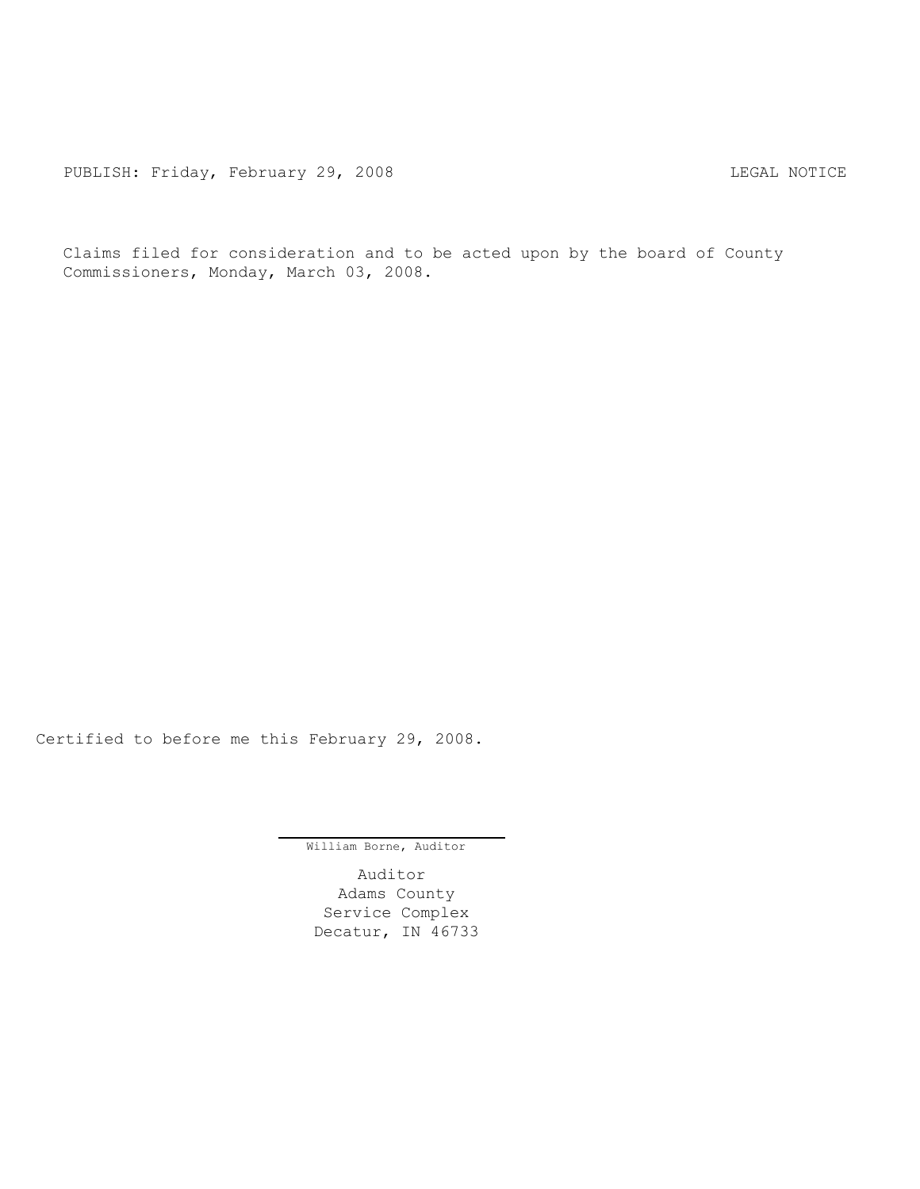PUBLISH: Friday, February 29, 2008 LEGAL NOTICE

Claims filed for consideration and to be acted upon by the board of County Commissioners, Monday, March 03, 2008.

Certified to before me this February 29, 2008.

William Borne, Auditor

Auditor  
Adams County  
Service Complex  
Decatur, IN 46733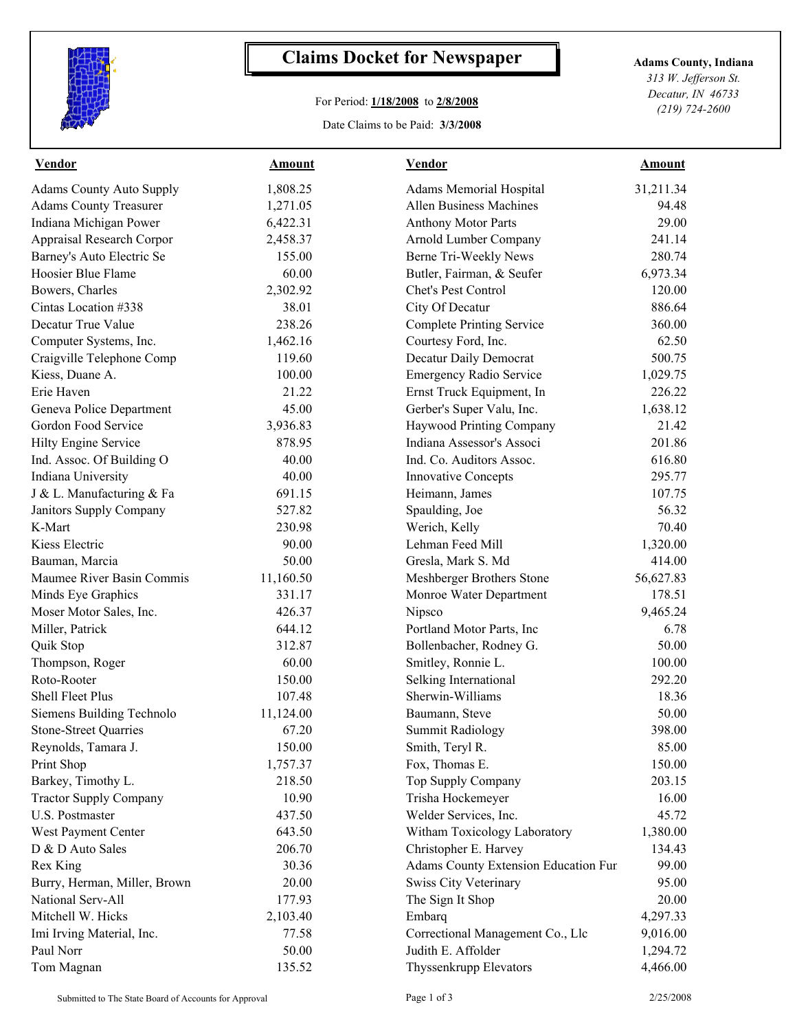# Claims Docket for Newspaper

For Period: **1/18/2008** to **2/8/2008**

Date Claims to be Paid: **3/3/2008**

**Adams County, Indiana**
*313 W. Jefferson St.*
*Decatur, IN 46733*
*(219) 724-2600*

| Vendor | Amount | Vendor | Amount |
|---|---|---|---|
| Adams County Auto Supply | 1,808.25 | Adams Memorial Hospital | 31,211.34 |
| Adams County Treasurer | 1,271.05 | Allen Business Machines | 94.48 |
| Indiana Michigan Power | 6,422.31 | Anthony Motor Parts | 29.00 |
| Appraisal Research Corpor | 2,458.37 | Arnold Lumber Company | 241.14 |
| Barney's Auto Electric Se | 155.00 | Berne Tri-Weekly News | 280.74 |
| Hoosier Blue Flame | 60.00 | Butler, Fairman, & Seufer | 6,973.34 |
| Bowers, Charles | 2,302.92 | Chet's Pest Control | 120.00 |
| Cintas Location #338 | 38.01 | City Of Decatur | 886.64 |
| Decatur True Value | 238.26 | Complete Printing Service | 360.00 |
| Computer Systems, Inc. | 1,462.16 | Courtesy Ford, Inc. | 62.50 |
| Craigville Telephone Comp | 119.60 | Decatur Daily Democrat | 500.75 |
| Kiess, Duane A. | 100.00 | Emergency Radio Service | 1,029.75 |
| Erie Haven | 21.22 | Ernst Truck Equipment, In | 226.22 |
| Geneva Police Department | 45.00 | Gerber's Super Valu, Inc. | 1,638.12 |
| Gordon Food Service | 3,936.83 | Haywood Printing Company | 21.42 |
| Hilty Engine Service | 878.95 | Indiana Assessor's Associ | 201.86 |
| Ind. Assoc. Of Building O | 40.00 | Ind. Co. Auditors Assoc. | 616.80 |
| Indiana University | 40.00 | Innovative Concepts | 295.77 |
| J & L. Manufacturing & Fa | 691.15 | Heimann, James | 107.75 |
| Janitors Supply Company | 527.82 | Spaulding, Joe | 56.32 |
| K-Mart | 230.98 | Werich, Kelly | 70.40 |
| Kiess Electric | 90.00 | Lehman Feed Mill | 1,320.00 |
| Bauman, Marcia | 50.00 | Gresla, Mark S. Md | 414.00 |
| Maumee River Basin Commis | 11,160.50 | Meshberger Brothers Stone | 56,627.83 |
| Minds Eye Graphics | 331.17 | Monroe Water Department | 178.51 |
| Moser Motor Sales, Inc. | 426.37 | Nipsco | 9,465.24 |
| Miller, Patrick | 644.12 | Portland Motor Parts, Inc | 6.78 |
| Quik Stop | 312.87 | Bollenbacher, Rodney G. | 50.00 |
| Thompson, Roger | 60.00 | Smitley, Ronnie L. | 100.00 |
| Roto-Rooter | 150.00 | Selking International | 292.20 |
| Shell Fleet Plus | 107.48 | Sherwin-Williams | 18.36 |
| Siemens Building Technolo | 11,124.00 | Baumann, Steve | 50.00 |
| Stone-Street Quarries | 67.20 | Summit Radiology | 398.00 |
| Reynolds, Tamara J. | 150.00 | Smith, Teryl R. | 85.00 |
| Print Shop | 1,757.37 | Fox, Thomas E. | 150.00 |
| Barkey, Timothy L. | 218.50 | Top Supply Company | 203.15 |
| Tractor Supply Company | 10.90 | Trisha Hockemeyer | 16.00 |
| U.S. Postmaster | 437.50 | Welder Services, Inc. | 45.72 |
| West Payment Center | 643.50 | Witham Toxicology Laboratory | 1,380.00 |
| D & D Auto Sales | 206.70 | Christopher E. Harvey | 134.43 |
| Rex King | 30.36 | Adams County Extension Education Fur | 99.00 |
| Burry, Herman, Miller, Brown | 20.00 | Swiss City Veterinary | 95.00 |
| National Serv-All | 177.93 | The Sign It Shop | 20.00 |
| Mitchell W. Hicks | 2,103.40 | Embarq | 4,297.33 |
| Imi Irving Material, Inc. | 77.58 | Correctional Management Co., Llc | 9,016.00 |
| Paul Norr | 50.00 | Judith E. Affolder | 1,294.72 |
| Tom Magnan | 135.52 | Thyssenkrupp Elevators | 4,466.00 |

Submitted to The State Board of Accounts for Approval

2/25/2008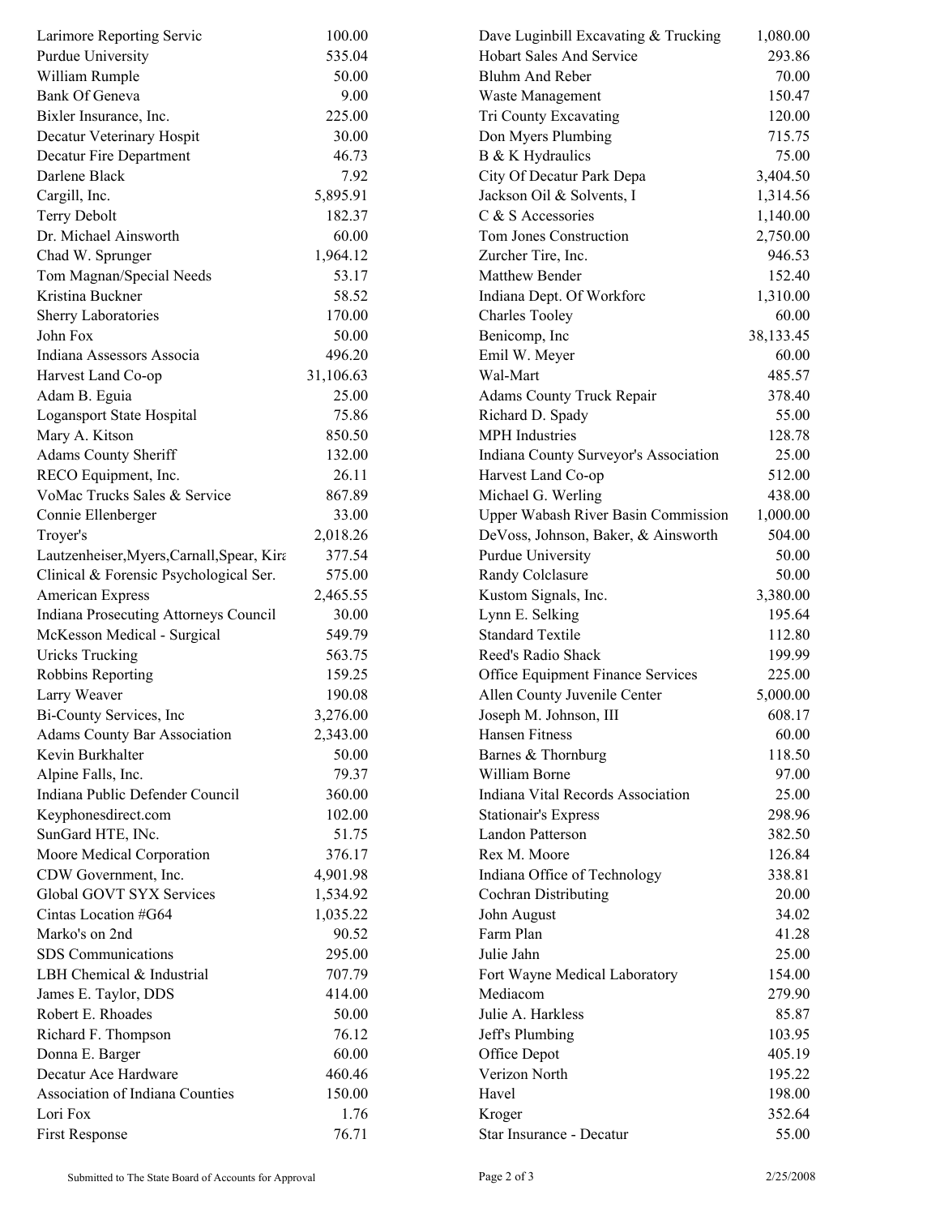| | |
|---|---:|
| Larimore Reporting Servic | 100.00 |
| Purdue University | 535.04 |
| William Rumple | 50.00 |
| Bank Of Geneva | 9.00 |
| Bixler Insurance, Inc. | 225.00 |
| Decatur Veterinary Hospit | 30.00 |
| Decatur Fire Department | 46.73 |
| Darlene Black | 7.92 |
| Cargill, Inc. | 5,895.91 |
| Terry Debolt | 182.37 |
| Dr. Michael Ainsworth | 60.00 |
| Chad W. Sprunger | 1,964.12 |
| Tom Magnan/Special Needs | 53.17 |
| Kristina Buckner | 58.52 |
| Sherry Laboratories | 170.00 |
| John Fox | 50.00 |
| Indiana Assessors Associa | 496.20 |
| Harvest Land Co-op | 31,106.63 |
| Adam B. Eguia | 25.00 |
| Logansport State Hospital | 75.86 |
| Mary A. Kitson | 850.50 |
| Adams County Sheriff | 132.00 |
| RECO Equipment, Inc. | 26.11 |
| VoMac Trucks Sales & Service | 867.89 |
| Connie Ellenberger | 33.00 |
| Troyer's | 2,018.26 |
| Lautzenheiser,Myers,Carnall,Spear, Kira | 377.54 |
| Clinical & Forensic Psychological Ser. | 575.00 |
| American Express | 2,465.55 |
| Indiana Prosecuting Attorneys Council | 30.00 |
| McKesson Medical - Surgical | 549.79 |
| Uricks Trucking | 563.75 |
| Robbins Reporting | 159.25 |
| Larry Weaver | 190.08 |
| Bi-County Services, Inc | 3,276.00 |
| Adams County Bar Association | 2,343.00 |
| Kevin Burkhalter | 50.00 |
| Alpine Falls, Inc. | 79.37 |
| Indiana Public Defender Council | 360.00 |
| Keyphonesdirect.com | 102.00 |
| SunGard HTE, INc. | 51.75 |
| Moore Medical Corporation | 376.17 |
| CDW Government, Inc. | 4,901.98 |
| Global GOVT SYX Services | 1,534.92 |
| Cintas Location #G64 | 1,035.22 |
| Marko's on 2nd | 90.52 |
| SDS Communications | 295.00 |
| LBH Chemical & Industrial | 707.79 |
| James E. Taylor, DDS | 414.00 |
| Robert E. Rhoades | 50.00 |
| Richard F. Thompson | 76.12 |
| Donna E. Barger | 60.00 |
| Decatur Ace Hardware | 460.46 |
| Association of Indiana Counties | 150.00 |
| Lori Fox | 1.76 |
| First Response | 76.71 |
| Dave Luginbill Excavating & Trucking | 1,080.00 |
| Hobart Sales And Service | 293.86 |
| Bluhm And Reber | 70.00 |
| Waste Management | 150.47 |
| Tri County Excavating | 120.00 |
| Don Myers Plumbing | 715.75 |
| B & K Hydraulics | 75.00 |
| City Of Decatur Park Depa | 3,404.50 |
| Jackson Oil & Solvents, I | 1,314.56 |
| C & S Accessories | 1,140.00 |
| Tom Jones Construction | 2,750.00 |
| Zurcher Tire, Inc. | 946.53 |
| Matthew Bender | 152.40 |
| Indiana Dept. Of Workforc | 1,310.00 |
| Charles Tooley | 60.00 |
| Benicomp, Inc | 38,133.45 |
| Emil W. Meyer | 60.00 |
| Wal-Mart | 485.57 |
| Adams County Truck Repair | 378.40 |
| Richard D. Spady | 55.00 |
| MPH Industries | 128.78 |
| Indiana County Surveyor's Association | 25.00 |
| Harvest Land Co-op | 512.00 |
| Michael G. Werling | 438.00 |
| Upper Wabash River Basin Commission | 1,000.00 |
| DeVoss, Johnson, Baker, & Ainsworth | 504.00 |
| Purdue University | 50.00 |
| Randy Colclasure | 50.00 |
| Kustom Signals, Inc. | 3,380.00 |
| Lynn E. Selking | 195.64 |
| Standard Textile | 112.80 |
| Reed's Radio Shack | 199.99 |
| Office Equipment Finance Services | 225.00 |
| Allen County Juvenile Center | 5,000.00 |
| Joseph M. Johnson, III | 608.17 |
| Hansen Fitness | 60.00 |
| Barnes & Thornburg | 118.50 |
| William Borne | 97.00 |
| Indiana Vital Records Association | 25.00 |
| Stationair's Express | 298.96 |
| Landon Patterson | 382.50 |
| Rex M. Moore | 126.84 |
| Indiana Office of Technology | 338.81 |
| Cochran Distributing | 20.00 |
| John August | 34.02 |
| Farm Plan | 41.28 |
| Julie Jahn | 25.00 |
| Fort Wayne Medical Laboratory | 154.00 |
| Mediacom | 279.90 |
| Julie A. Harkless | 85.87 |
| Jeff's Plumbing | 103.95 |
| Office Depot | 405.19 |
| Verizon North | 195.22 |
| Havel | 198.00 |
| Kroger | 352.64 |
| Star Insurance - Decatur | 55.00 |

Submitted to The State Board of Accounts for Approval 2/25/2008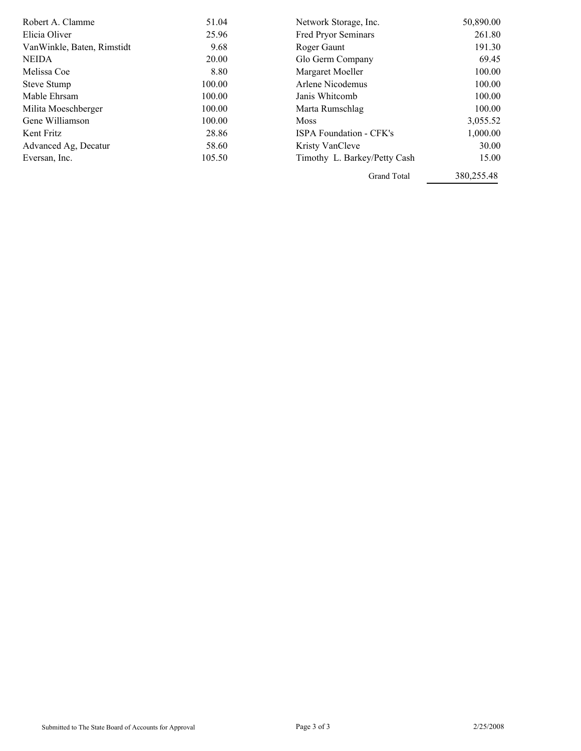| | |
|---|---|
| Robert A. Clamme | 51.04 |
| Elicia Oliver | 25.96 |
| VanWinkle, Baten, Rimstidt | 9.68 |
| NEIDA | 20.00 |
| Melissa Coe | 8.80 |
| Steve Stump | 100.00 |
| Mable Ehrsam | 100.00 |
| Milita Moeschberger | 100.00 |
| Gene Williamson | 100.00 |
| Kent Fritz | 28.86 |
| Advanced Ag, Decatur | 58.60 |
| Eversan, Inc. | 105.50 |
| Network Storage, Inc. | 50,890.00 |
| Fred Pryor Seminars | 261.80 |
| Roger Gaunt | 191.30 |
| Glo Germ Company | 69.45 |
| Margaret Moeller | 100.00 |
| Arlene Nicodemus | 100.00 |
| Janis Whitcomb | 100.00 |
| Marta Rumschlag | 100.00 |
| Moss | 3,055.52 |
| ISPA Foundation - CFK's | 1,000.00 |
| Kristy VanCleve | 30.00 |
| Timothy L. Barkey/Petty Cash | 15.00 |
| Grand Total | 380,255.48 |